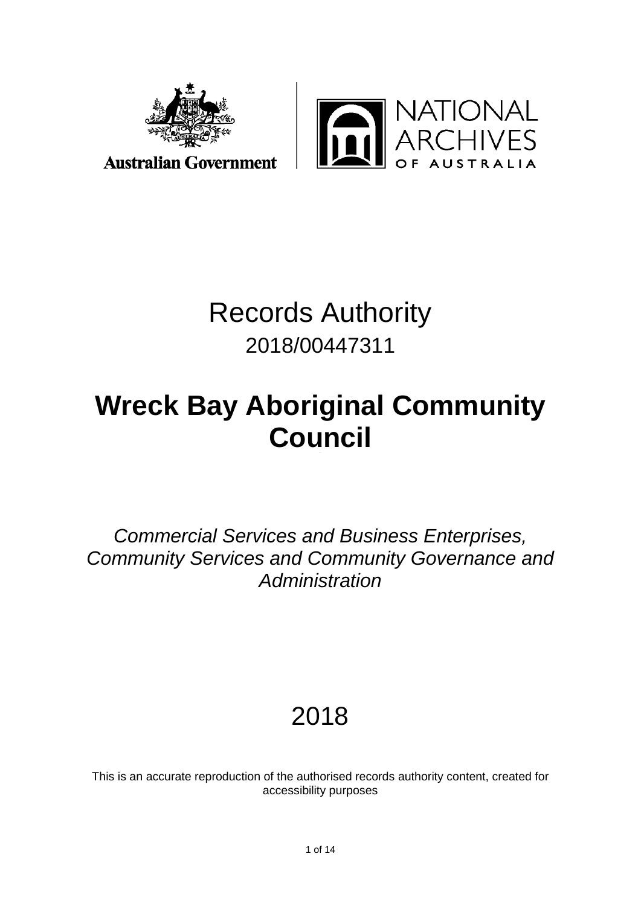Australian Government

NATIONAL ARCHIVES OF AUSTRALIA

# Records Authority

2018/00447311

# Wreck Bay Aboriginal Community Council

*Commercial Services and Business Enterprises, Community Services and Community Governance and Administration*

2018

This is an accurate reproduction of the authorised records authority content, created for accessibility purposes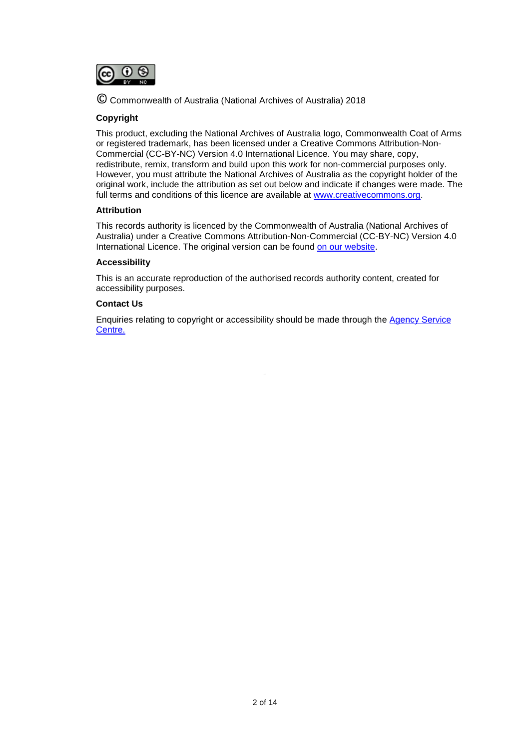© Commonwealth of Australia (National Archives of Australia) 2018

**Copyright**

This product, excluding the National Archives of Australia logo, Commonwealth Coat of Arms or registered trademark, has been licensed under a Creative Commons Attribution-Non-Commercial (CC-BY-NC) Version 4.0 International Licence. You may share, copy, redistribute, remix, transform and build upon this work for non-commercial purposes only. However, you must attribute the National Archives of Australia as the copyright holder of the original work, include the attribution as set out below and indicate if changes were made. The full terms and conditions of this licence are available at [www.creativecommons.org](www.creativecommons.org).

**Attribution**

This records authority is licenced by the Commonwealth of Australia (National Archives of Australia) under a Creative Commons Attribution-Non-Commercial (CC-BY-NC) Version 4.0 International Licence. The original version can be found on our website.

**Accessibility**

This is an accurate reproduction of the authorised records authority content, created for accessibility purposes.

**Contact Us**

Enquiries relating to copyright or accessibility should be made through the Agency Service Centre.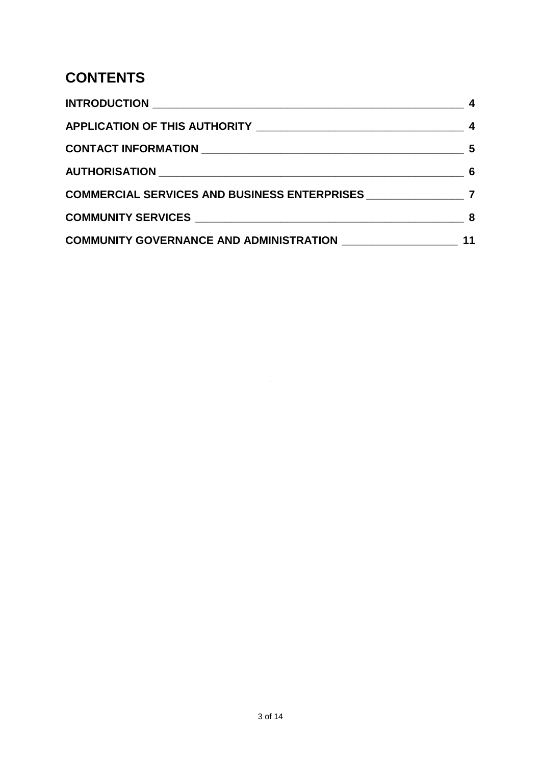# CONTENTS

| | |
|---|---|
| **INTRODUCTION** | **4** |
| **APPLICATION OF THIS AUTHORITY** | **4** |
| **CONTACT INFORMATION** | **5** |
| **AUTHORISATION** | **6** |
| **COMMERCIAL SERVICES AND BUSINESS ENTERPRISES** | **7** |
| **COMMUNITY SERVICES** | **8** |
| **COMMUNITY GOVERNANCE AND ADMINISTRATION** | **11** |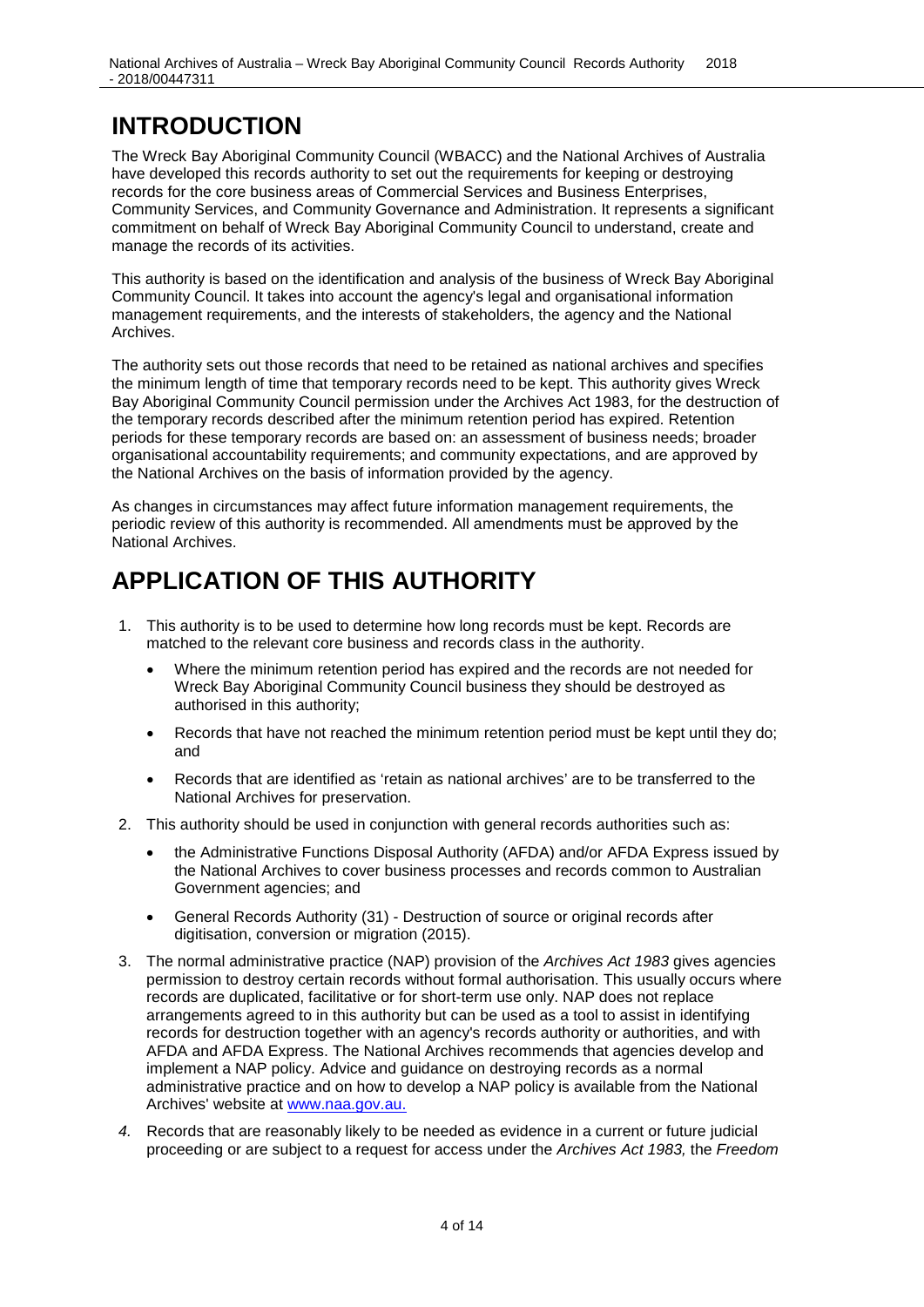# INTRODUCTION

The Wreck Bay Aboriginal Community Council (WBACC) and the National Archives of Australia have developed this records authority to set out the requirements for keeping or destroying records for the core business areas of Commercial Services and Business Enterprises, Community Services, and Community Governance and Administration. It represents a significant commitment on behalf of Wreck Bay Aboriginal Community Council to understand, create and manage the records of its activities.

This authority is based on the identification and analysis of the business of Wreck Bay Aboriginal Community Council. It takes into account the agency's legal and organisational information management requirements, and the interests of stakeholders, the agency and the National Archives.

The authority sets out those records that need to be retained as national archives and specifies the minimum length of time that temporary records need to be kept. This authority gives Wreck Bay Aboriginal Community Council permission under the Archives Act 1983, for the destruction of the temporary records described after the minimum retention period has expired. Retention periods for these temporary records are based on: an assessment of business needs; broader organisational accountability requirements; and community expectations, and are approved by the National Archives on the basis of information provided by the agency.

As changes in circumstances may affect future information management requirements, the periodic review of this authority is recommended. All amendments must be approved by the National Archives.

# APPLICATION OF THIS AUTHORITY

1. This authority is to be used to determine how long records must be kept. Records are matched to the relevant core business and records class in the authority.
   - Where the minimum retention period has expired and the records are not needed for Wreck Bay Aboriginal Community Council business they should be destroyed as authorised in this authority;
   - Records that have not reached the minimum retention period must be kept until they do; and
   - Records that are identified as 'retain as national archives' are to be transferred to the National Archives for preservation.
2. This authority should be used in conjunction with general records authorities such as:
   - the Administrative Functions Disposal Authority (AFDA) and/or AFDA Express issued by the National Archives to cover business processes and records common to Australian Government agencies; and
   - General Records Authority (31) - Destruction of source or original records after digitisation, conversion or migration (2015).
3. The normal administrative practice (NAP) provision of the *Archives Act 1983* gives agencies permission to destroy certain records without formal authorisation. This usually occurs where records are duplicated, facilitative or for short-term use only. NAP does not replace arrangements agreed to in this authority but can be used as a tool to assist in identifying records for destruction together with an agency's records authority or authorities, and with AFDA and AFDA Express. The National Archives recommends that agencies develop and implement a NAP policy. Advice and guidance on destroying records as a normal administrative practice and on how to develop a NAP policy is available from the National Archives' website at www.naa.gov.au.
4. Records that are reasonably likely to be needed as evidence in a current or future judicial proceeding or are subject to a request for access under the *Archives Act 1983,* the *Freedom*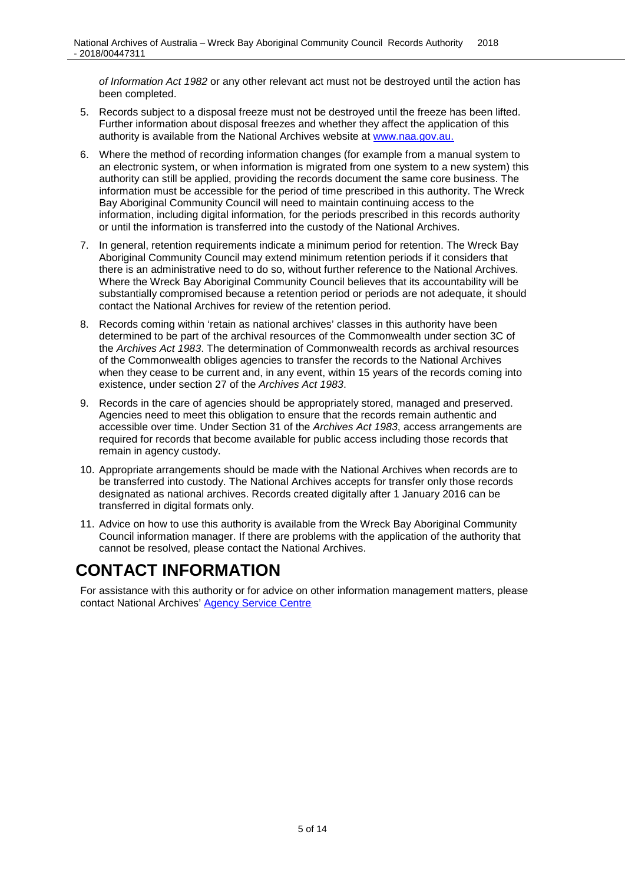*of Information Act 1982* or any other relevant act must not be destroyed until the action has been completed.

5. Records subject to a disposal freeze must not be destroyed until the freeze has been lifted. Further information about disposal freezes and whether they affect the application of this authority is available from the National Archives website at [www.naa.gov.au.](www.naa.gov.au)

6. Where the method of recording information changes (for example from a manual system to an electronic system, or when information is migrated from one system to a new system) this authority can still be applied, providing the records document the same core business. The information must be accessible for the period of time prescribed in this authority. The Wreck Bay Aboriginal Community Council will need to maintain continuing access to the information, including digital information, for the periods prescribed in this records authority or until the information is transferred into the custody of the National Archives.

7. In general, retention requirements indicate a minimum period for retention. The Wreck Bay Aboriginal Community Council may extend minimum retention periods if it considers that there is an administrative need to do so, without further reference to the National Archives. Where the Wreck Bay Aboriginal Community Council believes that its accountability will be substantially compromised because a retention period or periods are not adequate, it should contact the National Archives for review of the retention period.

8. Records coming within 'retain as national archives' classes in this authority have been determined to be part of the archival resources of the Commonwealth under section 3C of the *Archives Act 1983*. The determination of Commonwealth records as archival resources of the Commonwealth obliges agencies to transfer the records to the National Archives when they cease to be current and, in any event, within 15 years of the records coming into existence, under section 27 of the *Archives Act 1983*.

9. Records in the care of agencies should be appropriately stored, managed and preserved. Agencies need to meet this obligation to ensure that the records remain authentic and accessible over time. Under Section 31 of the *Archives Act 1983*, access arrangements are required for records that become available for public access including those records that remain in agency custody.

10. Appropriate arrangements should be made with the National Archives when records are to be transferred into custody. The National Archives accepts for transfer only those records designated as national archives. Records created digitally after 1 January 2016 can be transferred in digital formats only.

11. Advice on how to use this authority is available from the Wreck Bay Aboriginal Community Council information manager. If there are problems with the application of the authority that cannot be resolved, please contact the National Archives.

# CONTACT INFORMATION

For assistance with this authority or for advice on other information management matters, please contact National Archives' Agency Service Centre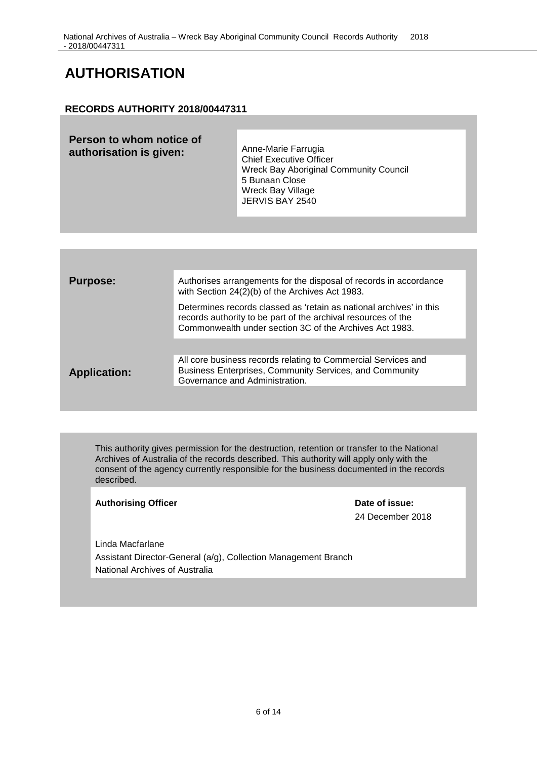# AUTHORISATION

**RECORDS AUTHORITY 2018/00447311**

| **Person to whom notice of authorisation is given:** | Anne-Marie Farrugia<br>Chief Executive Officer<br>Wreck Bay Aboriginal Community Council<br>5 Bunaan Close<br>Wreck Bay Village<br>JERVIS BAY 2540 |
|---|---|

| | |
|---|---|
| **Purpose:** | Authorises arrangements for the disposal of records in accordance with Section 24(2)(b) of the Archives Act 1983.<br><br>Determines records classed as 'retain as national archives' in this records authority to be part of the archival resources of the Commonwealth under section 3C of the Archives Act 1983. |
| **Application:** | All core business records relating to Commercial Services and Business Enterprises, Community Services, and Community Governance and Administration. |

This authority gives permission for the destruction, retention or transfer to the National Archives of Australia of the records described. This authority will apply only with the consent of the agency currently responsible for the business documented in the records described.

| **Authorising Officer** | **Date of issue:** |
|---|---|
| Linda Macfarlane<br>Assistant Director-General (a/g), Collection Management Branch<br>National Archives of Australia | 24 December 2018 |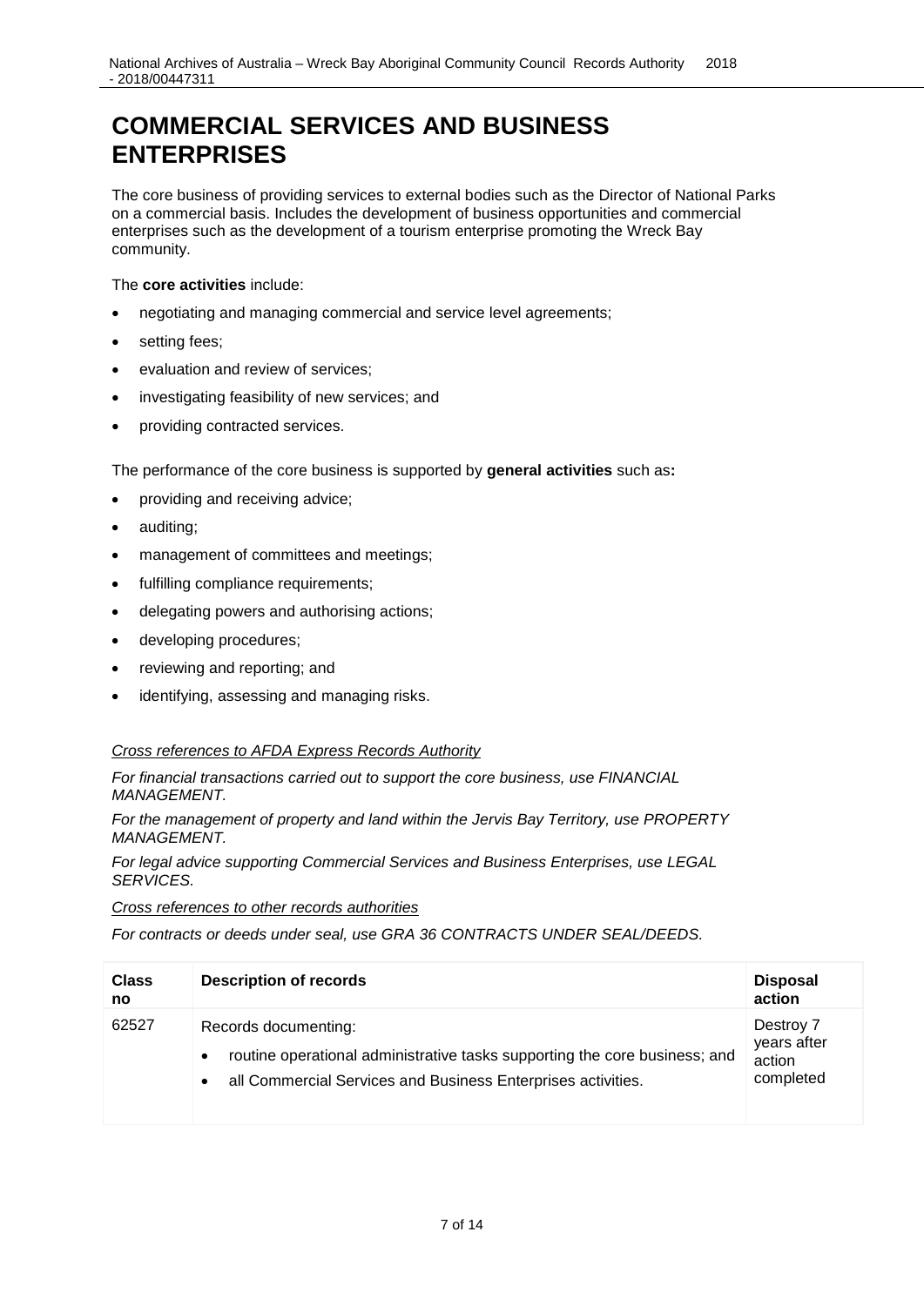# COMMERCIAL SERVICES AND BUSINESS ENTERPRISES

The core business of providing services to external bodies such as the Director of National Parks on a commercial basis. Includes the development of business opportunities and commercial enterprises such as the development of a tourism enterprise promoting the Wreck Bay community.

The **core activities** include:

- negotiating and managing commercial and service level agreements;
- setting fees;
- evaluation and review of services;
- investigating feasibility of new services; and
- providing contracted services.

The performance of the core business is supported by **general activities** such as**:**

- providing and receiving advice;
- auditing;
- management of committees and meetings;
- fulfilling compliance requirements;
- delegating powers and authorising actions;
- developing procedures;
- reviewing and reporting; and
- identifying, assessing and managing risks.

*Cross references to AFDA Express Records Authority*

*For financial transactions carried out to support the core business, use FINANCIAL MANAGEMENT.*

*For the management of property and land within the Jervis Bay Territory, use PROPERTY MANAGEMENT.*

*For legal advice supporting Commercial Services and Business Enterprises, use LEGAL SERVICES.*

*Cross references to other records authorities*

*For contracts or deeds under seal, use GRA 36 CONTRACTS UNDER SEAL/DEEDS.*

| Class no | Description of records | Disposal action |
|---|---|---|
| 62527 | Records documenting:<br>• routine operational administrative tasks supporting the core business; and<br>• all Commercial Services and Business Enterprises activities. | Destroy 7 years after action completed |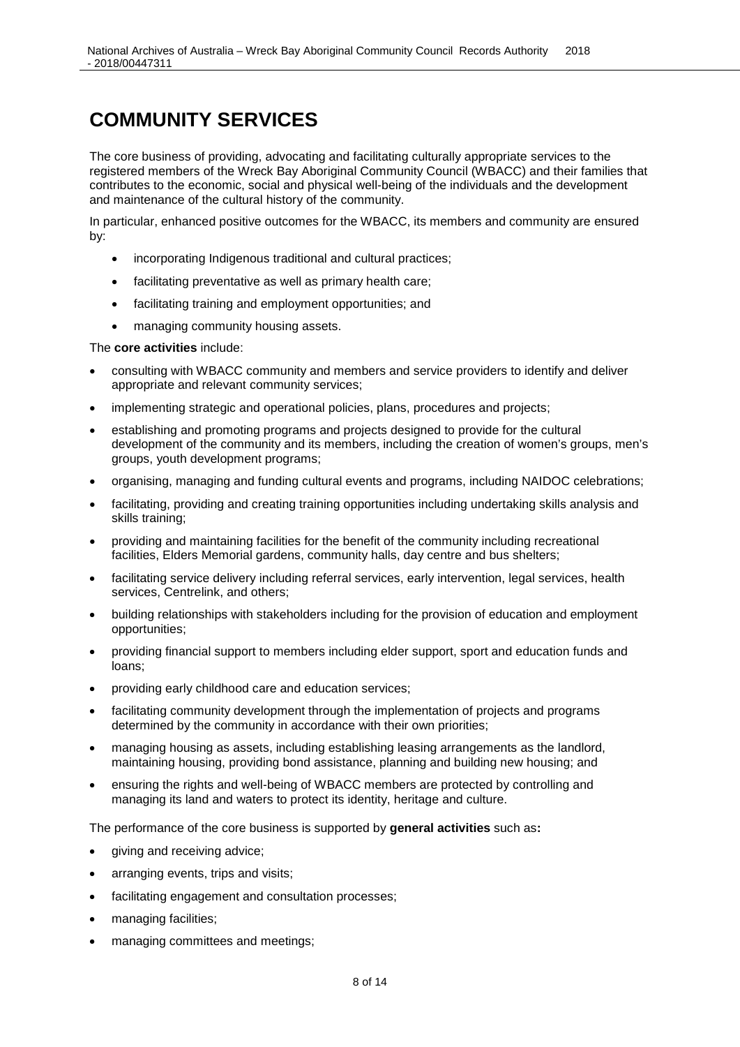# COMMUNITY SERVICES

The core business of providing, advocating and facilitating culturally appropriate services to the registered members of the Wreck Bay Aboriginal Community Council (WBACC) and their families that contributes to the economic, social and physical well-being of the individuals and the development and maintenance of the cultural history of the community.

In particular, enhanced positive outcomes for the WBACC, its members and community are ensured by:

- incorporating Indigenous traditional and cultural practices;
- facilitating preventative as well as primary health care;
- facilitating training and employment opportunities; and
- managing community housing assets.

The **core activities** include:

- consulting with WBACC community and members and service providers to identify and deliver appropriate and relevant community services;
- implementing strategic and operational policies, plans, procedures and projects;
- establishing and promoting programs and projects designed to provide for the cultural development of the community and its members, including the creation of women's groups, men's groups, youth development programs;
- organising, managing and funding cultural events and programs, including NAIDOC celebrations;
- facilitating, providing and creating training opportunities including undertaking skills analysis and skills training;
- providing and maintaining facilities for the benefit of the community including recreational facilities, Elders Memorial gardens, community halls, day centre and bus shelters;
- facilitating service delivery including referral services, early intervention, legal services, health services, Centrelink, and others;
- building relationships with stakeholders including for the provision of education and employment opportunities;
- providing financial support to members including elder support, sport and education funds and loans;
- providing early childhood care and education services;
- facilitating community development through the implementation of projects and programs determined by the community in accordance with their own priorities;
- managing housing as assets, including establishing leasing arrangements as the landlord, maintaining housing, providing bond assistance, planning and building new housing; and
- ensuring the rights and well-being of WBACC members are protected by controlling and managing its land and waters to protect its identity, heritage and culture.

The performance of the core business is supported by **general activities** such as**:**

- giving and receiving advice;
- arranging events, trips and visits;
- facilitating engagement and consultation processes;
- managing facilities;
- managing committees and meetings;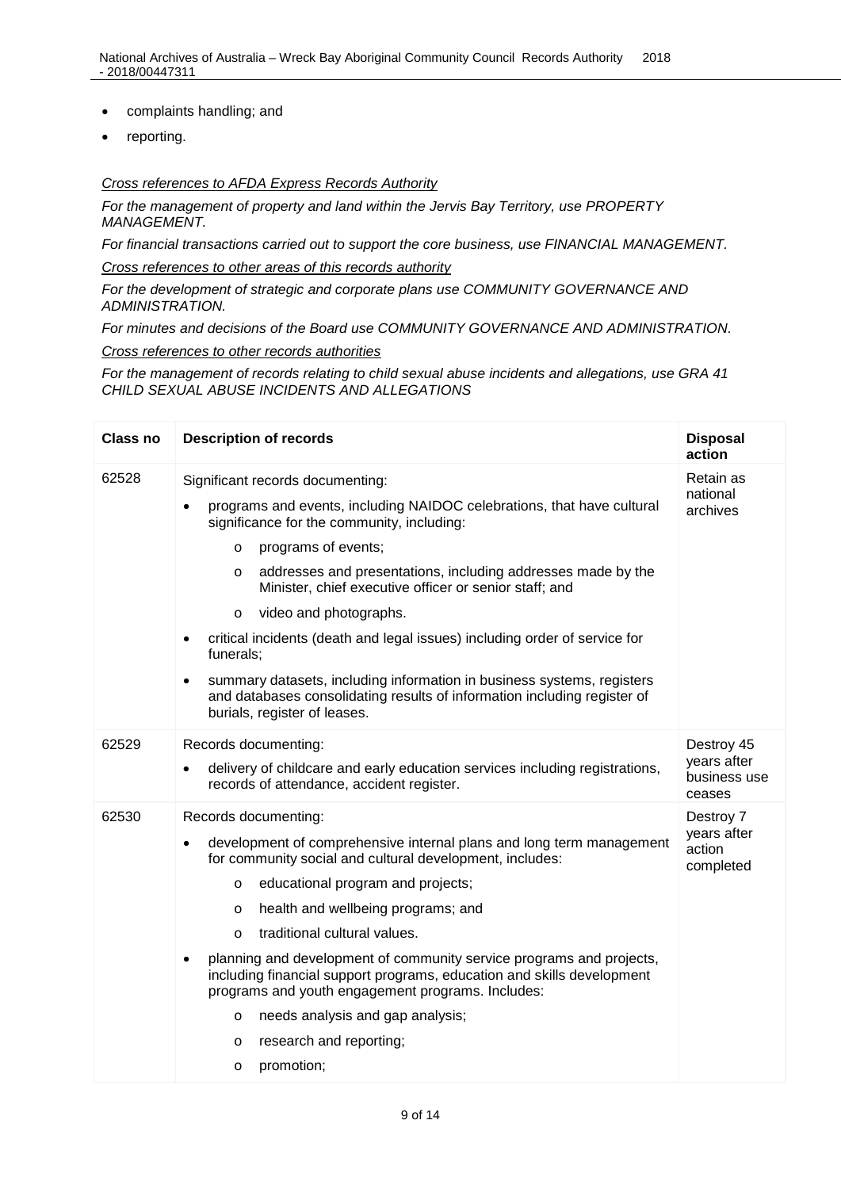- complaints handling; and
- reporting.

*<u>Cross references to AFDA Express Records Authority</u>*

*For the management of property and land within the Jervis Bay Territory, use PROPERTY MANAGEMENT.*

*For financial transactions carried out to support the core business, use FINANCIAL MANAGEMENT.*

*<u>Cross references to other areas of this records authority</u>*

*For the development of strategic and corporate plans use COMMUNITY GOVERNANCE AND ADMINISTRATION.*

*For minutes and decisions of the Board use COMMUNITY GOVERNANCE AND ADMINISTRATION.*

*<u>Cross references to other records authorities</u>*

*For the management of records relating to child sexual abuse incidents and allegations, use GRA 41 CHILD SEXUAL ABUSE INCIDENTS AND ALLEGATIONS*

| Class no | Description of records | Disposal action |
|---|---|---|
| 62528 | Significant records documenting:<br>• programs and events, including NAIDOC celebrations, that have cultural significance for the community, including:<br>&nbsp;&nbsp;&nbsp;&nbsp;o programs of events;<br>&nbsp;&nbsp;&nbsp;&nbsp;o addresses and presentations, including addresses made by the Minister, chief executive officer or senior staff; and<br>&nbsp;&nbsp;&nbsp;&nbsp;o video and photographs.<br>• critical incidents (death and legal issues) including order of service for funerals;<br>• summary datasets, including information in business systems, registers and databases consolidating results of information including register of burials, register of leases. | Retain as national archives |
| 62529 | Records documenting:<br>• delivery of childcare and early education services including registrations, records of attendance, accident register. | Destroy 45 years after business use ceases |
| 62530 | Records documenting:<br>• development of comprehensive internal plans and long term management for community social and cultural development, includes:<br>&nbsp;&nbsp;&nbsp;&nbsp;o educational program and projects;<br>&nbsp;&nbsp;&nbsp;&nbsp;o health and wellbeing programs; and<br>&nbsp;&nbsp;&nbsp;&nbsp;o traditional cultural values.<br>• planning and development of community service programs and projects, including financial support programs, education and skills development programs and youth engagement programs. Includes:<br>&nbsp;&nbsp;&nbsp;&nbsp;o needs analysis and gap analysis;<br>&nbsp;&nbsp;&nbsp;&nbsp;o research and reporting;<br>&nbsp;&nbsp;&nbsp;&nbsp;o promotion; | Destroy 7 years after action completed |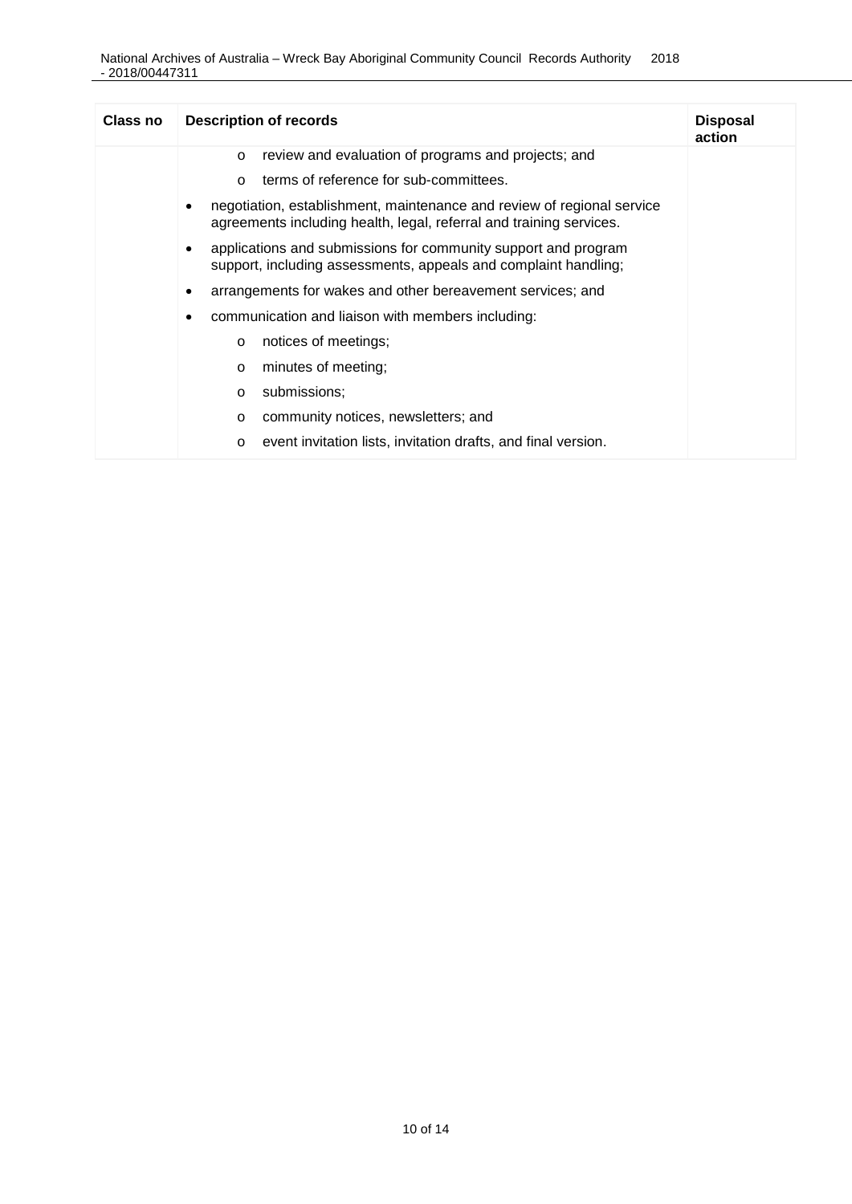| Class no | Description of records | Disposal action |
|---|---|---|
| | o review and evaluation of programs and projects; and<br>o terms of reference for sub-committees.<br>• negotiation, establishment, maintenance and review of regional service agreements including health, legal, referral and training services.<br>• applications and submissions for community support and program support, including assessments, appeals and complaint handling;<br>• arrangements for wakes and other bereavement services; and<br>• communication and liaison with members including:<br>o notices of meetings;<br>o minutes of meeting;<br>o submissions;<br>o community notices, newsletters; and<br>o event invitation lists, invitation drafts, and final version. | |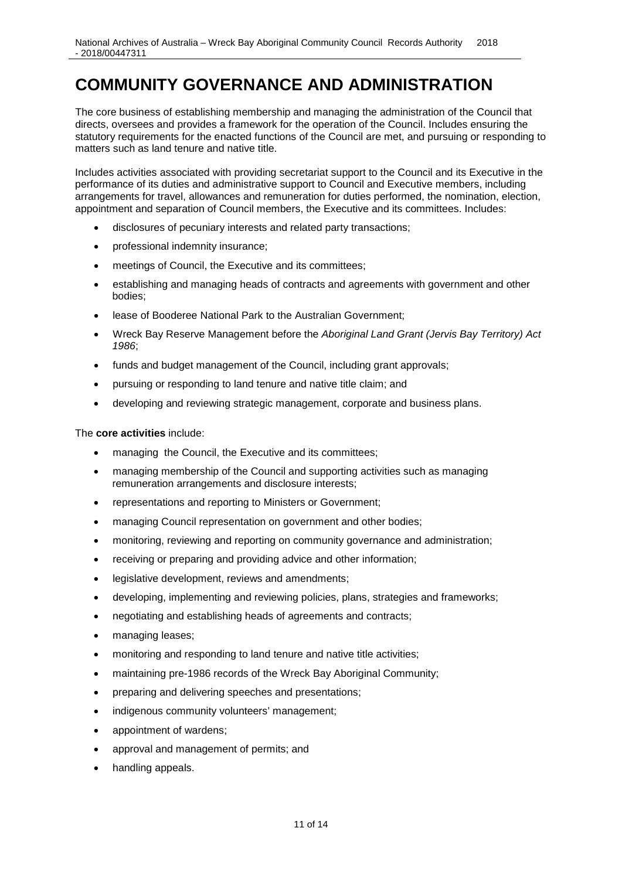# COMMUNITY GOVERNANCE AND ADMINISTRATION

The core business of establishing membership and managing the administration of the Council that directs, oversees and provides a framework for the operation of the Council. Includes ensuring the statutory requirements for the enacted functions of the Council are met, and pursuing or responding to matters such as land tenure and native title.

Includes activities associated with providing secretariat support to the Council and its Executive in the performance of its duties and administrative support to Council and Executive members, including arrangements for travel, allowances and remuneration for duties performed, the nomination, election, appointment and separation of Council members, the Executive and its committees. Includes:

- disclosures of pecuniary interests and related party transactions;
- professional indemnity insurance;
- meetings of Council, the Executive and its committees;
- establishing and managing heads of contracts and agreements with government and other bodies;
- lease of Booderee National Park to the Australian Government;
- Wreck Bay Reserve Management before the *Aboriginal Land Grant (Jervis Bay Territory) Act 1986*;
- funds and budget management of the Council, including grant approvals;
- pursuing or responding to land tenure and native title claim; and
- developing and reviewing strategic management, corporate and business plans.

The **core activities** include:

- managing the Council, the Executive and its committees;
- managing membership of the Council and supporting activities such as managing remuneration arrangements and disclosure interests;
- representations and reporting to Ministers or Government;
- managing Council representation on government and other bodies;
- monitoring, reviewing and reporting on community governance and administration;
- receiving or preparing and providing advice and other information;
- legislative development, reviews and amendments;
- developing, implementing and reviewing policies, plans, strategies and frameworks;
- negotiating and establishing heads of agreements and contracts;
- managing leases;
- monitoring and responding to land tenure and native title activities;
- maintaining pre-1986 records of the Wreck Bay Aboriginal Community;
- preparing and delivering speeches and presentations;
- indigenous community volunteers' management;
- appointment of wardens;
- approval and management of permits; and
- handling appeals.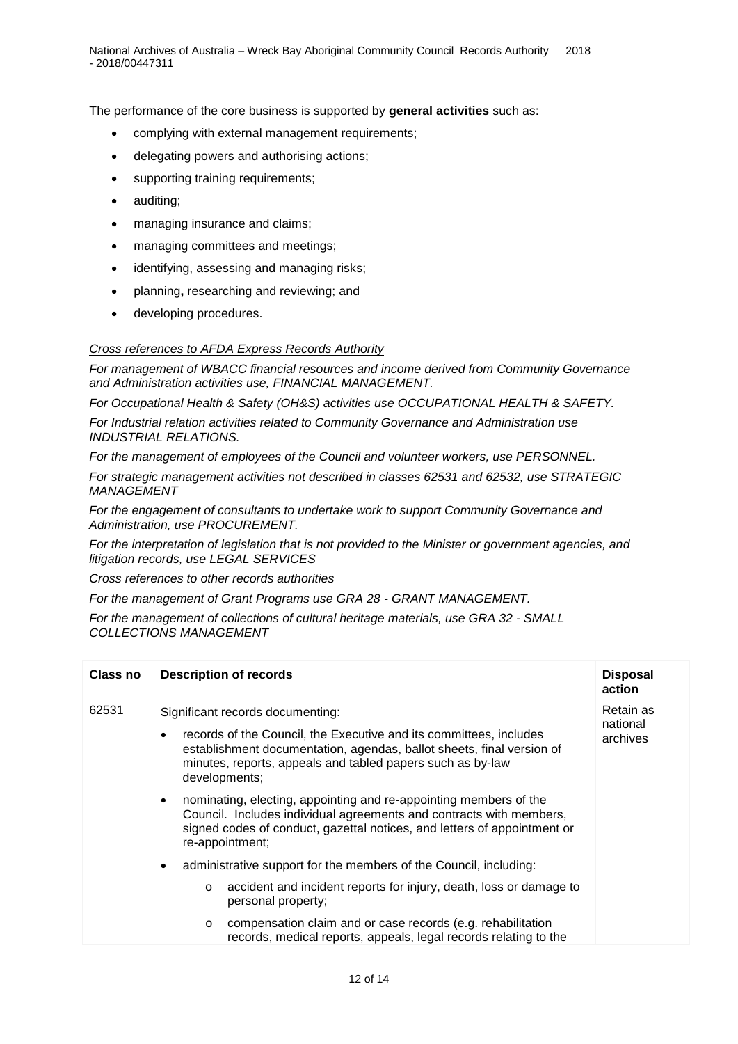The performance of the core business is supported by **general activities** such as:

- complying with external management requirements;
- delegating powers and authorising actions;
- supporting training requirements;
- auditing;
- managing insurance and claims;
- managing committees and meetings;
- identifying, assessing and managing risks;
- planning**,** researching and reviewing; and
- developing procedures.

*Cross references to AFDA Express Records Authority*

*For management of WBACC financial resources and income derived from Community Governance and Administration activities use, FINANCIAL MANAGEMENT.*

*For Occupational Health & Safety (OH&S) activities use OCCUPATIONAL HEALTH & SAFETY.*

*For Industrial relation activities related to Community Governance and Administration use INDUSTRIAL RELATIONS.*

*For the management of employees of the Council and volunteer workers, use PERSONNEL.*

*For strategic management activities not described in classes 62531 and 62532, use STRATEGIC MANAGEMENT*

*For the engagement of consultants to undertake work to support Community Governance and Administration, use PROCUREMENT.*

*For the interpretation of legislation that is not provided to the Minister or government agencies, and litigation records, use LEGAL SERVICES*

*Cross references to other records authorities*

*For the management of Grant Programs use GRA 28 - GRANT MANAGEMENT.*

*For the management of collections of cultural heritage materials, use GRA 32 - SMALL COLLECTIONS MANAGEMENT*

| Class no | Description of records | Disposal action |
|---|---|---|
| 62531 | Significant records documenting:<br>• records of the Council, the Executive and its committees, includes establishment documentation, agendas, ballot sheets, final version of minutes, reports, appeals and tabled papers such as by-law developments;<br>• nominating, electing, appointing and re-appointing members of the Council. Includes individual agreements and contracts with members, signed codes of conduct, gazettal notices, and letters of appointment or re-appointment;<br>• administrative support for the members of the Council, including:<br>&nbsp;&nbsp;o accident and incident reports for injury, death, loss or damage to personal property;<br>&nbsp;&nbsp;o compensation claim and or case records (e.g. rehabilitation records, medical reports, appeals, legal records relating to the | Retain as national archives |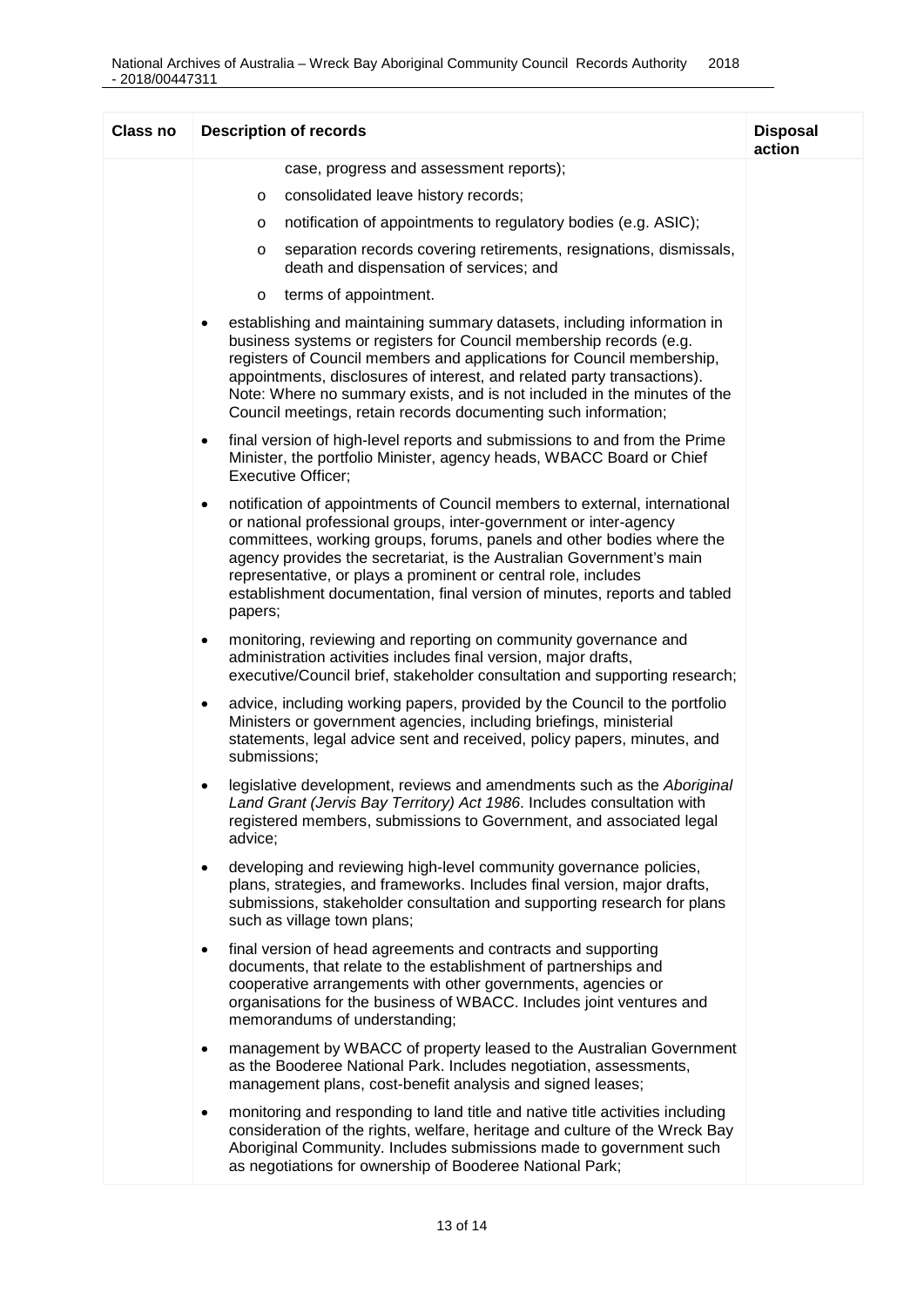| Class no | Description of records | Disposal action |
|---|---|---|
| | case, progress and assessment reports);<br>o consolidated leave history records;<br>o notification of appointments to regulatory bodies (e.g. ASIC);<br>o separation records covering retirements, resignations, dismissals, death and dispensation of services; and<br>o terms of appointment.<br>• establishing and maintaining summary datasets, including information in business systems or registers for Council membership records (e.g. registers of Council members and applications for Council membership, appointments, disclosures of interest, and related party transactions). Note: Where no summary exists, and is not included in the minutes of the Council meetings, retain records documenting such information;<br>• final version of high-level reports and submissions to and from the Prime Minister, the portfolio Minister, agency heads, WBACC Board or Chief Executive Officer;<br>• notification of appointments of Council members to external, international or national professional groups, inter-government or inter-agency committees, working groups, forums, panels and other bodies where the agency provides the secretariat, is the Australian Government's main representative, or plays a prominent or central role, includes establishment documentation, final version of minutes, reports and tabled papers;<br>• monitoring, reviewing and reporting on community governance and administration activities includes final version, major drafts, executive/Council brief, stakeholder consultation and supporting research;<br>• advice, including working papers, provided by the Council to the portfolio Ministers or government agencies, including briefings, ministerial statements, legal advice sent and received, policy papers, minutes, and submissions;<br>• legislative development, reviews and amendments such as the *Aboriginal Land Grant (Jervis Bay Territory) Act 1986*. Includes consultation with registered members, submissions to Government, and associated legal advice;<br>• developing and reviewing high-level community governance policies, plans, strategies, and frameworks. Includes final version, major drafts, submissions, stakeholder consultation and supporting research for plans such as village town plans;<br>• final version of head agreements and contracts and supporting documents, that relate to the establishment of partnerships and cooperative arrangements with other governments, agencies or organisations for the business of WBACC. Includes joint ventures and memorandums of understanding;<br>• management by WBACC of property leased to the Australian Government as the Booderee National Park. Includes negotiation, assessments, management plans, cost-benefit analysis and signed leases;<br>• monitoring and responding to land title and native title activities including consideration of the rights, welfare, heritage and culture of the Wreck Bay Aboriginal Community. Includes submissions made to government such as negotiations for ownership of Booderee National Park; | |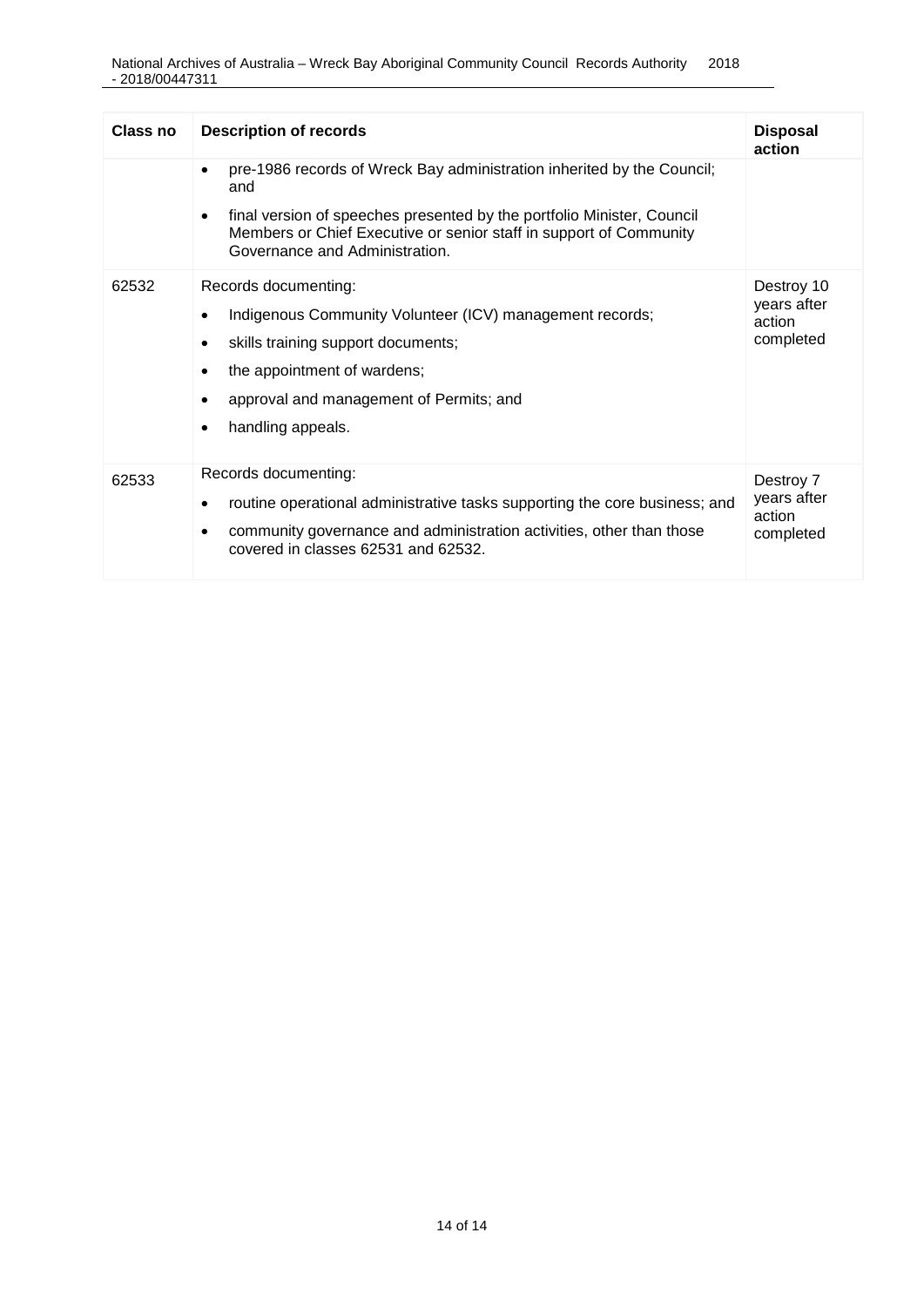| Class no | Description of records | Disposal action |
| --- | --- | --- |
| | • pre-1986 records of Wreck Bay administration inherited by the Council; and<br>• final version of speeches presented by the portfolio Minister, Council Members or Chief Executive or senior staff in support of Community Governance and Administration. | |
| 62532 | Records documenting:<br>• Indigenous Community Volunteer (ICV) management records;<br>• skills training support documents;<br>• the appointment of wardens;<br>• approval and management of Permits; and<br>• handling appeals. | Destroy 10 years after action completed |
| 62533 | Records documenting:<br>• routine operational administrative tasks supporting the core business; and<br>• community governance and administration activities, other than those covered in classes 62531 and 62532. | Destroy 7 years after action completed |